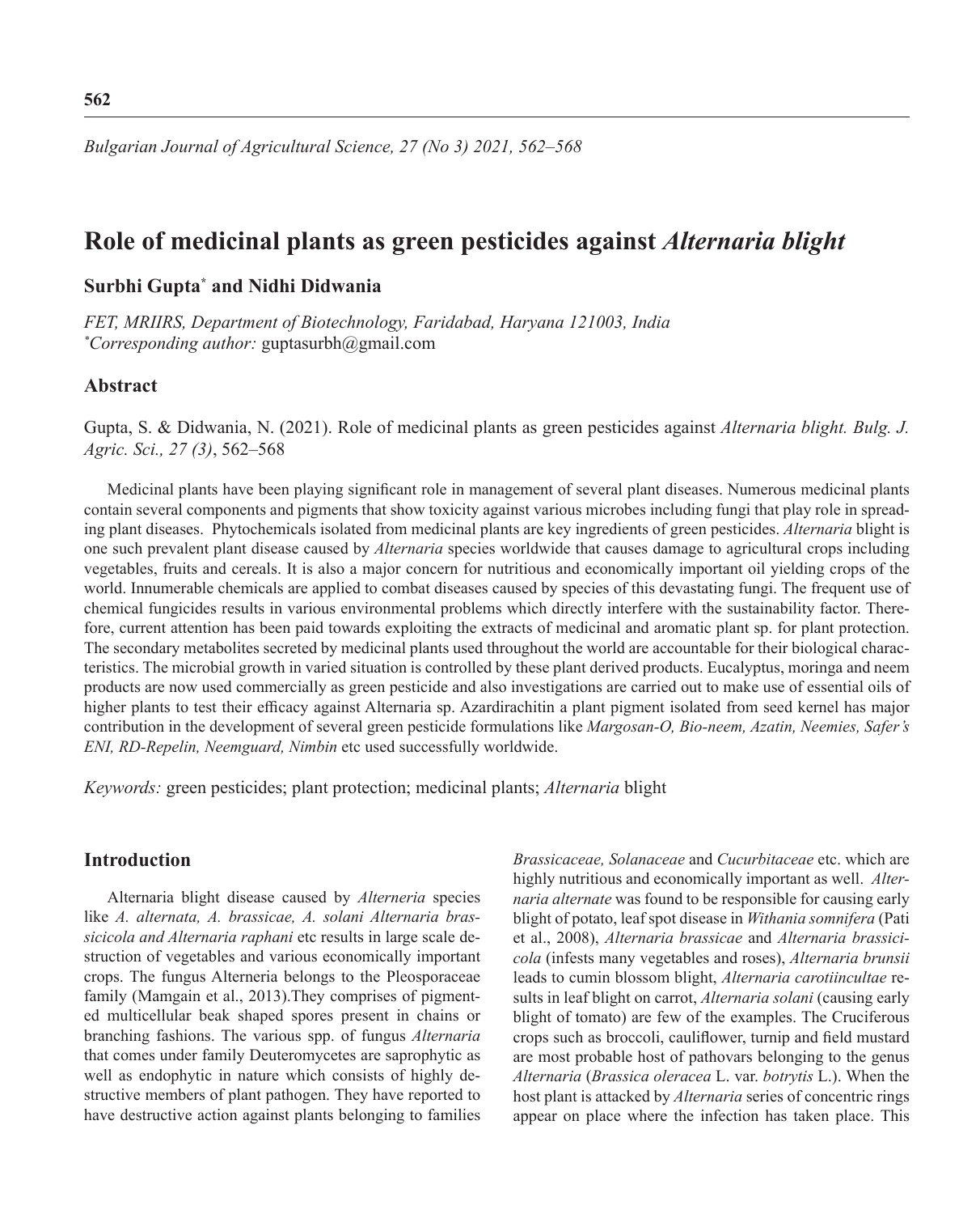# Role of medicinal plants as green pesticides against *Alternaria blight*

**Surbhi Gupta*** **and Nidhi Didwania**

*FET, MRIIRS, Department of Biotechnology, Faridabad, Haryana 121003, India*
**Corresponding author:* guptasurbh@gmail.com

## Abstract

Gupta, S. & Didwania, N. (2021). Role of medicinal plants as green pesticides against *Alternaria blight. Bulg. J. Agric. Sci., 27 (3)*, 562–568

Medicinal plants have been playing significant role in management of several plant diseases. Numerous medicinal plants contain several components and pigments that show toxicity against various microbes including fungi that play role in spreading plant diseases. Phytochemicals isolated from medicinal plants are key ingredients of green pesticides. *Alternaria* blight is one such prevalent plant disease caused by *Alternaria* species worldwide that causes damage to agricultural crops including vegetables, fruits and cereals. It is also a major concern for nutritious and economically important oil yielding crops of the world. Innumerable chemicals are applied to combat diseases caused by species of this devastating fungi. The frequent use of chemical fungicides results in various environmental problems which directly interfere with the sustainability factor. Therefore, current attention has been paid towards exploiting the extracts of medicinal and aromatic plant sp. for plant protection. The secondary metabolites secreted by medicinal plants used throughout the world are accountable for their biological characteristics. The microbial growth in varied situation is controlled by these plant derived products. Eucalyptus, moringa and neem products are now used commercially as green pesticide and also investigations are carried out to make use of essential oils of higher plants to test their efficacy against Alternaria sp. Azardirachitin a plant pigment isolated from seed kernel has major contribution in the development of several green pesticide formulations like *Margosan-O, Bio-neem, Azatin, Neemies, Safer's ENI, RD-Repelin, Neemguard, Nimbin* etc used successfully worldwide.

*Keywords:* green pesticides; plant protection; medicinal plants; *Alternaria* blight

## Introduction

Alternaria blight disease caused by *Alterneria* species like *A. alternata, A. brassicae, A. solani Alternaria brassicicola and Alternaria raphani* etc results in large scale destruction of vegetables and various economically important crops. The fungus Alterneria belongs to the Pleosporaceae family (Mamgain et al., 2013).They comprises of pigmented multicellular beak shaped spores present in chains or branching fashions. The various spp. of fungus *Alternaria* that comes under family Deuteromycetes are saprophytic as well as endophytic in nature which consists of highly destructive members of plant pathogen. They have reported to have destructive action against plants belonging to families *Brassicaceae, Solanaceae* and *Cucurbitaceae* etc. which are highly nutritious and economically important as well. *Alternaria alternate* was found to be responsible for causing early blight of potato, leaf spot disease in *Withania somnifera* (Pati et al., 2008), *Alternaria brassicae* and *Alternaria brassicicola* (infests many vegetables and roses), *Alternaria brunsii* leads to cumin blossom blight, *Alternaria carotiincultae* results in leaf blight on carrot, *Alternaria solani* (causing early blight of tomato) are few of the examples. The Cruciferous crops such as broccoli, cauliflower, turnip and field mustard are most probable host of pathovars belonging to the genus *Alternaria* (*Brassica oleracea* L. var. *botrytis* L.). When the host plant is attacked by *Alternaria* series of concentric rings appear on place where the infection has taken place. This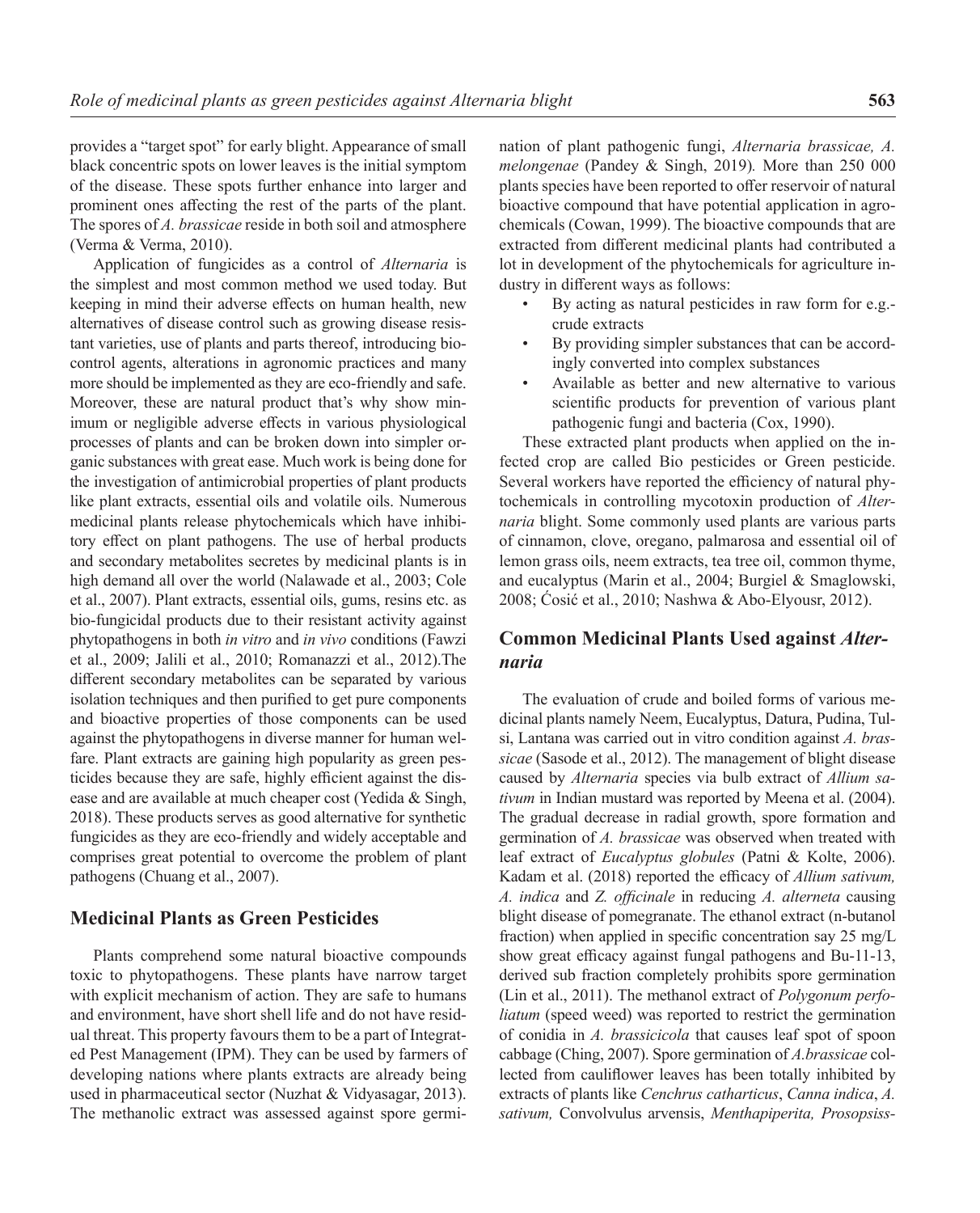provides a "target spot" for early blight. Appearance of small black concentric spots on lower leaves is the initial symptom of the disease. These spots further enhance into larger and prominent ones affecting the rest of the parts of the plant. The spores of *A. brassicae* reside in both soil and atmosphere (Verma & Verma, 2010).

Application of fungicides as a control of *Alternaria* is the simplest and most common method we used today. But keeping in mind their adverse effects on human health, new alternatives of disease control such as growing disease resistant varieties, use of plants and parts thereof, introducing biocontrol agents, alterations in agronomic practices and many more should be implemented as they are eco-friendly and safe. Moreover, these are natural product that's why show minimum or negligible adverse effects in various physiological processes of plants and can be broken down into simpler organic substances with great ease. Much work is being done for the investigation of antimicrobial properties of plant products like plant extracts, essential oils and volatile oils. Numerous medicinal plants release phytochemicals which have inhibitory effect on plant pathogens. The use of herbal products and secondary metabolites secretes by medicinal plants is in high demand all over the world (Nalawade et al., 2003; Cole et al., 2007). Plant extracts, essential oils, gums, resins etc. as bio-fungicidal products due to their resistant activity against phytopathogens in both *in vitro* and *in vivo* conditions (Fawzi et al., 2009; Jalili et al., 2010; Romanazzi et al., 2012).The different secondary metabolites can be separated by various isolation techniques and then purified to get pure components and bioactive properties of those components can be used against the phytopathogens in diverse manner for human welfare. Plant extracts are gaining high popularity as green pesticides because they are safe, highly efficient against the disease and are available at much cheaper cost (Yedida & Singh, 2018). These products serves as good alternative for synthetic fungicides as they are eco-friendly and widely acceptable and comprises great potential to overcome the problem of plant pathogens (Chuang et al., 2007).

## Medicinal Plants as Green Pesticides

Plants comprehend some natural bioactive compounds toxic to phytopathogens. These plants have narrow target with explicit mechanism of action. They are safe to humans and environment, have short shell life and do not have residual threat. This property favours them to be a part of Integrated Pest Management (IPM). They can be used by farmers of developing nations where plants extracts are already being used in pharmaceutical sector (Nuzhat & Vidyasagar, 2013). The methanolic extract was assessed against spore germination of plant pathogenic fungi, *Alternaria brassicae, A. melongenae* (Pandey & Singh, 2019)*.* More than 250 000 plants species have been reported to offer reservoir of natural bioactive compound that have potential application in agrochemicals (Cowan, 1999). The bioactive compounds that are extracted from different medicinal plants had contributed a lot in development of the phytochemicals for agriculture industry in different ways as follows:

- By acting as natural pesticides in raw form for e.g.- crude extracts
- By providing simpler substances that can be accordingly converted into complex substances
- Available as better and new alternative to various scientific products for prevention of various plant pathogenic fungi and bacteria (Cox, 1990).

These extracted plant products when applied on the infected crop are called Bio pesticides or Green pesticide. Several workers have reported the efficiency of natural phytochemicals in controlling mycotoxin production of *Alternaria* blight. Some commonly used plants are various parts of cinnamon, clove, oregano, palmarosa and essential oil of lemon grass oils, neem extracts, tea tree oil, common thyme, and eucalyptus (Marin et al., 2004; Burgiel & Smaglowski, 2008; Ćosić et al., 2010; Nashwa & Abo-Elyousr, 2012).

## Common Medicinal Plants Used against *Alternaria*

The evaluation of crude and boiled forms of various medicinal plants namely Neem, Eucalyptus, Datura, Pudina, Tulsi, Lantana was carried out in vitro condition against *A. brassicae* (Sasode et al., 2012). The management of blight disease caused by *Alternaria* species via bulb extract of *Allium sativum* in Indian mustard was reported by Meena et al. (2004). The gradual decrease in radial growth, spore formation and germination of *A. brassicae* was observed when treated with leaf extract of *Eucalyptus globules* (Patni & Kolte, 2006). Kadam et al. (2018) reported the efficacy of *Allium sativum, A. indica* and *Z. officinale* in reducing *A. alterneta* causing blight disease of pomegranate. The ethanol extract (n-butanol fraction) when applied in specific concentration say 25 mg/L show great efficacy against fungal pathogens and Bu-11-13, derived sub fraction completely prohibits spore germination (Lin et al., 2011). The methanol extract of *Polygonum perfoliatum* (speed weed) was reported to restrict the germination of conidia in *A. brassicicola* that causes leaf spot of spoon cabbage (Ching, 2007). Spore germination of *A.brassicae* collected from cauliflower leaves has been totally inhibited by extracts of plants like *Cenchrus catharticus*, *Canna indica*, *A. sativum,* Convolvulus arvensis, *Menthapiperita, Prosopsiss-*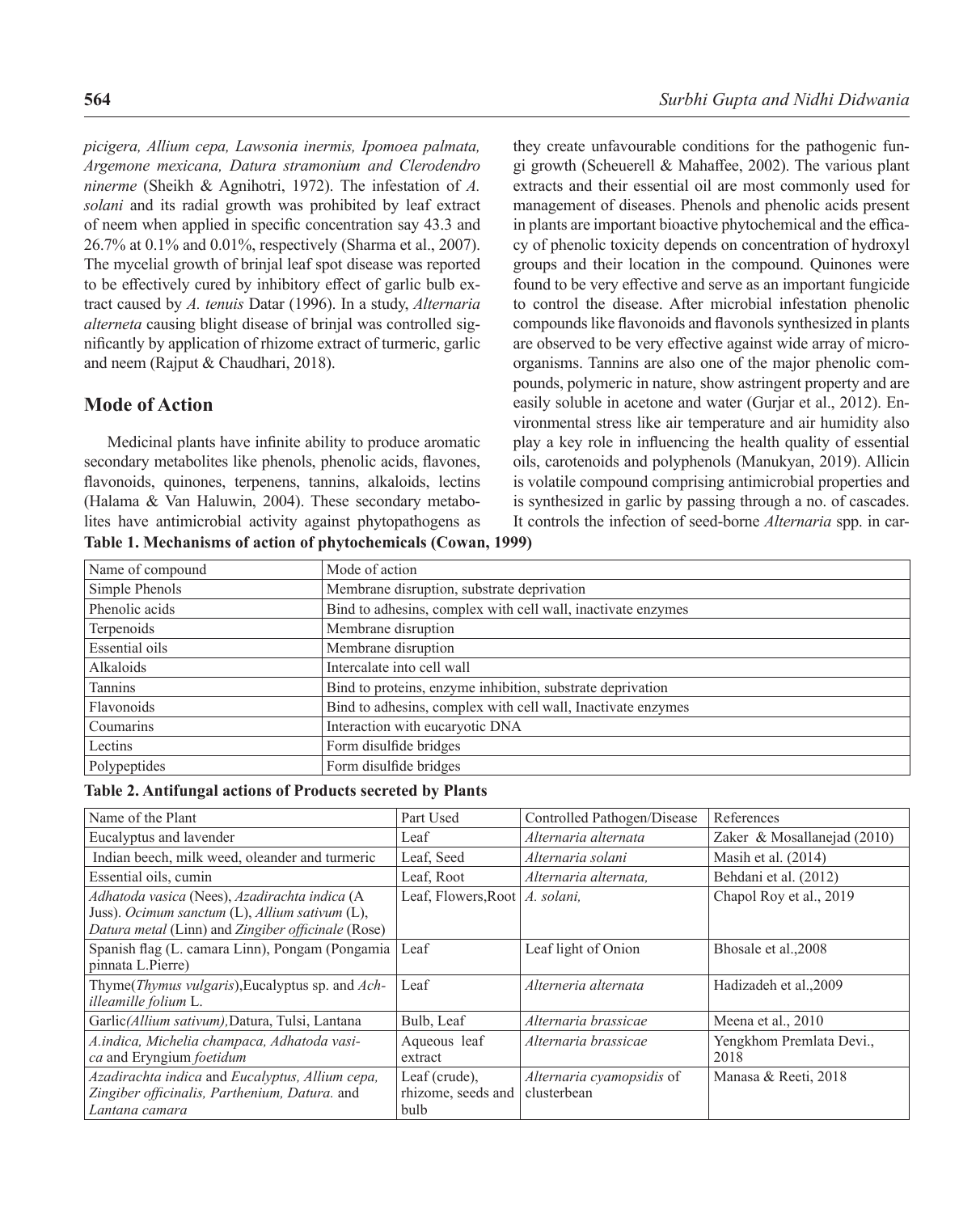*picigera, Allium cepa, Lawsonia inermis, Ipomoea palmata, Argemone mexicana, Datura stramonium and Clerodendro ninerme* (Sheikh & Agnihotri, 1972). The infestation of *A. solani* and its radial growth was prohibited by leaf extract of neem when applied in specific concentration say 43.3 and 26.7% at 0.1% and 0.01%, respectively (Sharma et al., 2007). The mycelial growth of brinjal leaf spot disease was reported to be effectively cured by inhibitory effect of garlic bulb extract caused by *A. tenuis* Datar (1996). In a study, *Alternaria alterneta* causing blight disease of brinjal was controlled significantly by application of rhizome extract of turmeric, garlic and neem (Rajput & Chaudhari, 2018).

## Mode of Action

Medicinal plants have infinite ability to produce aromatic secondary metabolites like phenols, phenolic acids, flavones, flavonoids, quinones, terpenens, tannins, alkaloids, lectins (Halama & Van Haluwin, 2004). These secondary metabolites have antimicrobial activity against phytopathogens as they create unfavourable conditions for the pathogenic fungi growth (Scheuerell & Mahaffee, 2002). The various plant extracts and their essential oil are most commonly used for management of diseases. Phenols and phenolic acids present in plants are important bioactive phytochemical and the efficacy of phenolic toxicity depends on concentration of hydroxyl groups and their location in the compound. Quinones were found to be very effective and serve as an important fungicide to control the disease. After microbial infestation phenolic compounds like flavonoids and flavonols synthesized in plants are observed to be very effective against wide array of microorganisms. Tannins are also one of the major phenolic compounds, polymeric in nature, show astringent property and are easily soluble in acetone and water (Gurjar et al., 2012). Environmental stress like air temperature and air humidity also play a key role in influencing the health quality of essential oils, carotenoids and polyphenols (Manukyan, 2019). Allicin is volatile compound comprising antimicrobial properties and is synthesized in garlic by passing through a no. of cascades. It controls the infection of seed-borne *Alternaria* spp. in car-

**Table 1. Mechanisms of action of phytochemicals (Cowan, 1999)**

| Name of compound | Mode of action |
|---|---|
| Simple Phenols | Membrane disruption, substrate deprivation |
| Phenolic acids | Bind to adhesins, complex with cell wall, inactivate enzymes |
| Terpenoids | Membrane disruption |
| Essential oils | Membrane disruption |
| Alkaloids | Intercalate into cell wall |
| Tannins | Bind to proteins, enzyme inhibition, substrate deprivation |
| Flavonoids | Bind to adhesins, complex with cell wall, Inactivate enzymes |
| Coumarins | Interaction with eucaryotic DNA |
| Lectins | Form disulfide bridges |
| Polypeptides | Form disulfide bridges |

**Table 2. Antifungal actions of Products secreted by Plants**

| Name of the Plant | Part Used | Controlled Pathogen/Disease | References |
|---|---|---|---|
| Eucalyptus and lavender | Leaf | *Alternaria alternata* | Zaker & Mosallanejad (2010) |
| Indian beech, milk weed, oleander and turmeric | Leaf, Seed | *Alternaria solani* | Masih et al. (2014) |
| Essential oils, cumin | Leaf, Root | *Alternaria alternata,* | Behdani et al. (2012) |
| *Adhatoda vasica* (Nees), *Azadirachta indica* (A Juss). *Ocimum sanctum* (L), *Allium sativum* (L), *Datura metal* (Linn) and *Zingiber officinale* (Rose) | Leaf, Flowers, Root | *A. solani,* | Chapol Roy et al., 2019 |
| Spanish flag (L. camara Linn), Pongam (Pongamia pinnata L.Pierre) | Leaf | Leaf light of Onion | Bhosale et al.,2008 |
| Thyme(*Thymus vulgaris*),Eucalyptus sp. and *Achilleamille folium* L. | Leaf | *Alterneria alternata* | Hadizadeh et al.,2009 |
| Garlic*(Allium sativum),*Datura, Tulsi, Lantana | Bulb, Leaf | *Alternaria brassicae* | Meena et al., 2010 |
| *A.indica, Michelia champaca, Adhatoda vasica* and Eryngium *foetidum* | Aqueous leaf extract | *Alternaria brassicae* | Yengkhom Premlata Devi., 2018 |
| *Azadirachta indica* and *Eucalyptus, Allium cepa, Zingiber officinalis, Parthenium, Datura.* and *Lantana camara* | Leaf (crude), rhizome, seeds and bulb | *Alternaria cyamopsidis* of clusterbean | Manasa & Reeti, 2018 |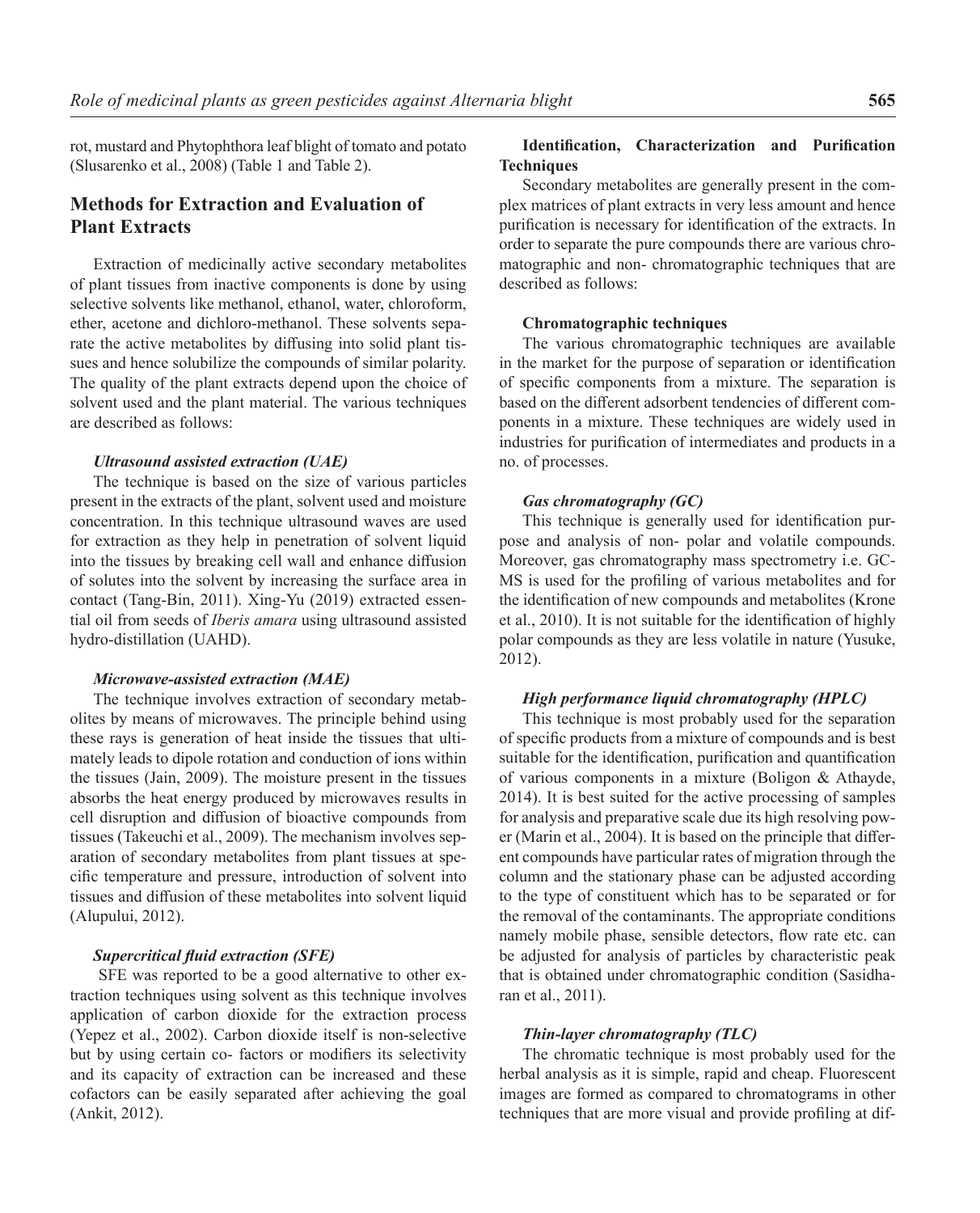rot, mustard and Phytophthora leaf blight of tomato and potato (Slusarenko et al., 2008) (Table 1 and Table 2).

## Methods for Extraction and Evaluation of Plant Extracts

Extraction of medicinally active secondary metabolites of plant tissues from inactive components is done by using selective solvents like methanol, ethanol, water, chloroform, ether, acetone and dichloro-methanol. These solvents separate the active metabolites by diffusing into solid plant tissues and hence solubilize the compounds of similar polarity. The quality of the plant extracts depend upon the choice of solvent used and the plant material. The various techniques are described as follows:

#### *Ultrasound assisted extraction (UAE)*

The technique is based on the size of various particles present in the extracts of the plant, solvent used and moisture concentration. In this technique ultrasound waves are used for extraction as they help in penetration of solvent liquid into the tissues by breaking cell wall and enhance diffusion of solutes into the solvent by increasing the surface area in contact (Tang-Bin, 2011). Xing-Yu (2019) extracted essential oil from seeds of *Iberis amara* using ultrasound assisted hydro-distillation (UAHD).

#### *Microwave-assisted extraction (MAE)*

The technique involves extraction of secondary metabolites by means of microwaves. The principle behind using these rays is generation of heat inside the tissues that ultimately leads to dipole rotation and conduction of ions within the tissues (Jain, 2009). The moisture present in the tissues absorbs the heat energy produced by microwaves results in cell disruption and diffusion of bioactive compounds from tissues (Takeuchi et al., 2009). The mechanism involves separation of secondary metabolites from plant tissues at specific temperature and pressure, introduction of solvent into tissues and diffusion of these metabolites into solvent liquid (Alupului, 2012).

#### *Supercritical fluid extraction (SFE)*

SFE was reported to be a good alternative to other extraction techniques using solvent as this technique involves application of carbon dioxide for the extraction process (Yepez et al., 2002). Carbon dioxide itself is non-selective but by using certain co- factors or modifiers its selectivity and its capacity of extraction can be increased and these cofactors can be easily separated after achieving the goal (Ankit, 2012).

### Identification, Characterization and Purification Techniques

Secondary metabolites are generally present in the complex matrices of plant extracts in very less amount and hence purification is necessary for identification of the extracts. In order to separate the pure compounds there are various chromatographic and non- chromatographic techniques that are described as follows:

#### Chromatographic techniques

The various chromatographic techniques are available in the market for the purpose of separation or identification of specific components from a mixture. The separation is based on the different adsorbent tendencies of different components in a mixture. These techniques are widely used in industries for purification of intermediates and products in a no. of processes.

#### *Gas chromatography (GC)*

This technique is generally used for identification purpose and analysis of non- polar and volatile compounds. Moreover, gas chromatography mass spectrometry i.e. GC-MS is used for the profiling of various metabolites and for the identification of new compounds and metabolites (Krone et al., 2010). It is not suitable for the identification of highly polar compounds as they are less volatile in nature (Yusuke, 2012).

#### *High performance liquid chromatography (HPLC)*

This technique is most probably used for the separation of specific products from a mixture of compounds and is best suitable for the identification, purification and quantification of various components in a mixture (Boligon & Athayde, 2014). It is best suited for the active processing of samples for analysis and preparative scale due its high resolving power (Marin et al., 2004). It is based on the principle that different compounds have particular rates of migration through the column and the stationary phase can be adjusted according to the type of constituent which has to be separated or for the removal of the contaminants. The appropriate conditions namely mobile phase, sensible detectors, flow rate etc. can be adjusted for analysis of particles by characteristic peak that is obtained under chromatographic condition (Sasidharan et al., 2011).

#### *Thin-layer chromatography (TLC)*

The chromatic technique is most probably used for the herbal analysis as it is simple, rapid and cheap. Fluorescent images are formed as compared to chromatograms in other techniques that are more visual and provide profiling at dif-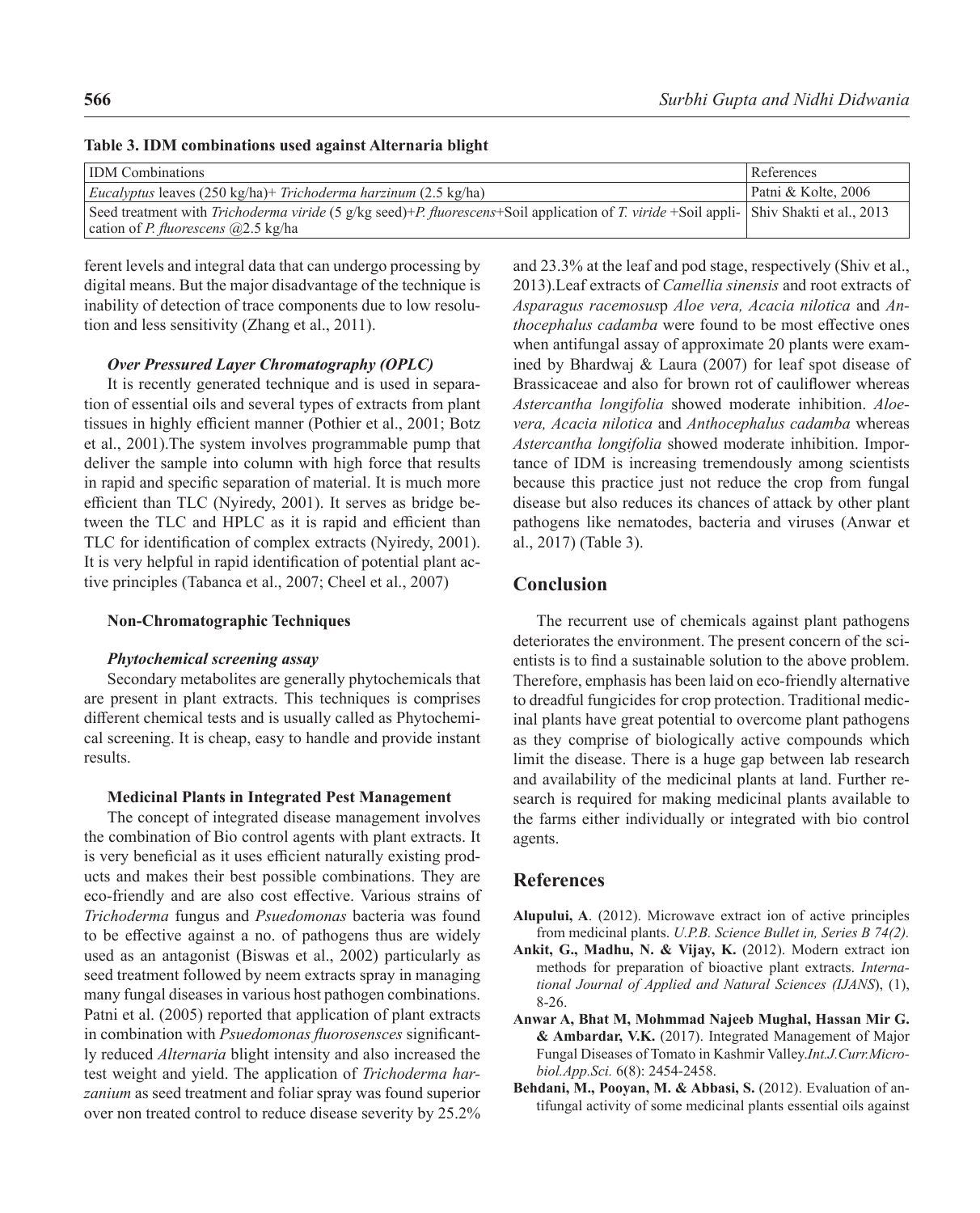**Table 3. IDM combinations used against Alternaria blight**

| IDM Combinations | References |
|---|---|
| *Eucalyptus* leaves (250 kg/ha)+ *Trichoderma harzinum* (2.5 kg/ha) | Patni & Kolte, 2006 |
| Seed treatment with *Trichoderma viride* (5 g/kg seed)+*P. fluorescens*+Soil application of *T. viride* +Soil application of *P. fluorescens* @2.5 kg/ha | Shiv Shakti et al., 2013 |

ferent levels and integral data that can undergo processing by digital means. But the major disadvantage of the technique is inability of detection of trace components due to low resolution and less sensitivity (Zhang et al., 2011).

#### *Over Pressured Layer Chromatography (OPLC)*

It is recently generated technique and is used in separation of essential oils and several types of extracts from plant tissues in highly efficient manner (Pothier et al., 2001; Botz et al., 2001).The system involves programmable pump that deliver the sample into column with high force that results in rapid and specific separation of material. It is much more efficient than TLC (Nyiredy, 2001). It serves as bridge between the TLC and HPLC as it is rapid and efficient than TLC for identification of complex extracts (Nyiredy, 2001). It is very helpful in rapid identification of potential plant active principles (Tabanca et al., 2007; Cheel et al., 2007)

### Non-Chromatographic Techniques

#### *Phytochemical screening assay*

Secondary metabolites are generally phytochemicals that are present in plant extracts. This techniques is comprises different chemical tests and is usually called as Phytochemical screening. It is cheap, easy to handle and provide instant results.

### Medicinal Plants in Integrated Pest Management

The concept of integrated disease management involves the combination of Bio control agents with plant extracts. It is very beneficial as it uses efficient naturally existing products and makes their best possible combinations. They are eco-friendly and are also cost effective. Various strains of *Trichoderma* fungus and *Psuedomonas* bacteria was found to be effective against a no. of pathogens thus are widely used as an antagonist (Biswas et al., 2002) particularly as seed treatment followed by neem extracts spray in managing many fungal diseases in various host pathogen combinations. Patni et al. (2005) reported that application of plant extracts in combination with *Psuedomonas fluorosensces* significantly reduced *Alternaria* blight intensity and also increased the test weight and yield. The application of *Trichoderma harzanium* as seed treatment and foliar spray was found superior over non treated control to reduce disease severity by 25.2% and 23.3% at the leaf and pod stage, respectively (Shiv et al., 2013).Leaf extracts of *Camellia sinensis* and root extracts of *Asparagus racemosus*p *Aloe vera, Acacia nilotica* and *Anthocephalus cadamba* were found to be most effective ones when antifungal assay of approximate 20 plants were examined by Bhardwaj & Laura (2007) for leaf spot disease of Brassicaceae and also for brown rot of cauliflower whereas *Astercantha longifolia* showed moderate inhibition. *Aloevera, Acacia nilotica* and *Anthocephalus cadamba* whereas *Astercantha longifolia* showed moderate inhibition. Importance of IDM is increasing tremendously among scientists because this practice just not reduce the crop from fungal disease but also reduces its chances of attack by other plant pathogens like nematodes, bacteria and viruses (Anwar et al., 2017) (Table 3).

## Conclusion

The recurrent use of chemicals against plant pathogens deteriorates the environment. The present concern of the scientists is to find a sustainable solution to the above problem. Therefore, emphasis has been laid on eco-friendly alternative to dreadful fungicides for crop protection. Traditional medicinal plants have great potential to overcome plant pathogens as they comprise of biologically active compounds which limit the disease. There is a huge gap between lab research and availability of the medicinal plants at land. Further research is required for making medicinal plants available to the farms either individually or integrated with bio control agents.

## References

**Alupului, A**. (2012). Microwave extract ion of active principles from medicinal plants. *U.P.B. Science Bullet in, Series B 74(2).*

**Ankit, G., Madhu, N. & Vijay, K.** (2012). Modern extract ion methods for preparation of bioactive plant extracts. *International Journal of Applied and Natural Sciences (IJANS*), (1), 8-26.

**Anwar A, Bhat M, Mohmmad Najeeb Mughal, Hassan Mir G. & Ambardar, V.K.** (2017). Integrated Management of Major Fungal Diseases of Tomato in Kashmir Valley.*Int.J.Curr.Microbiol.App.Sci.* 6(8): 2454-2458.

**Behdani, M., Pooyan, M. & Abbasi, S.** (2012). Evaluation of antifungal activity of some medicinal plants essential oils against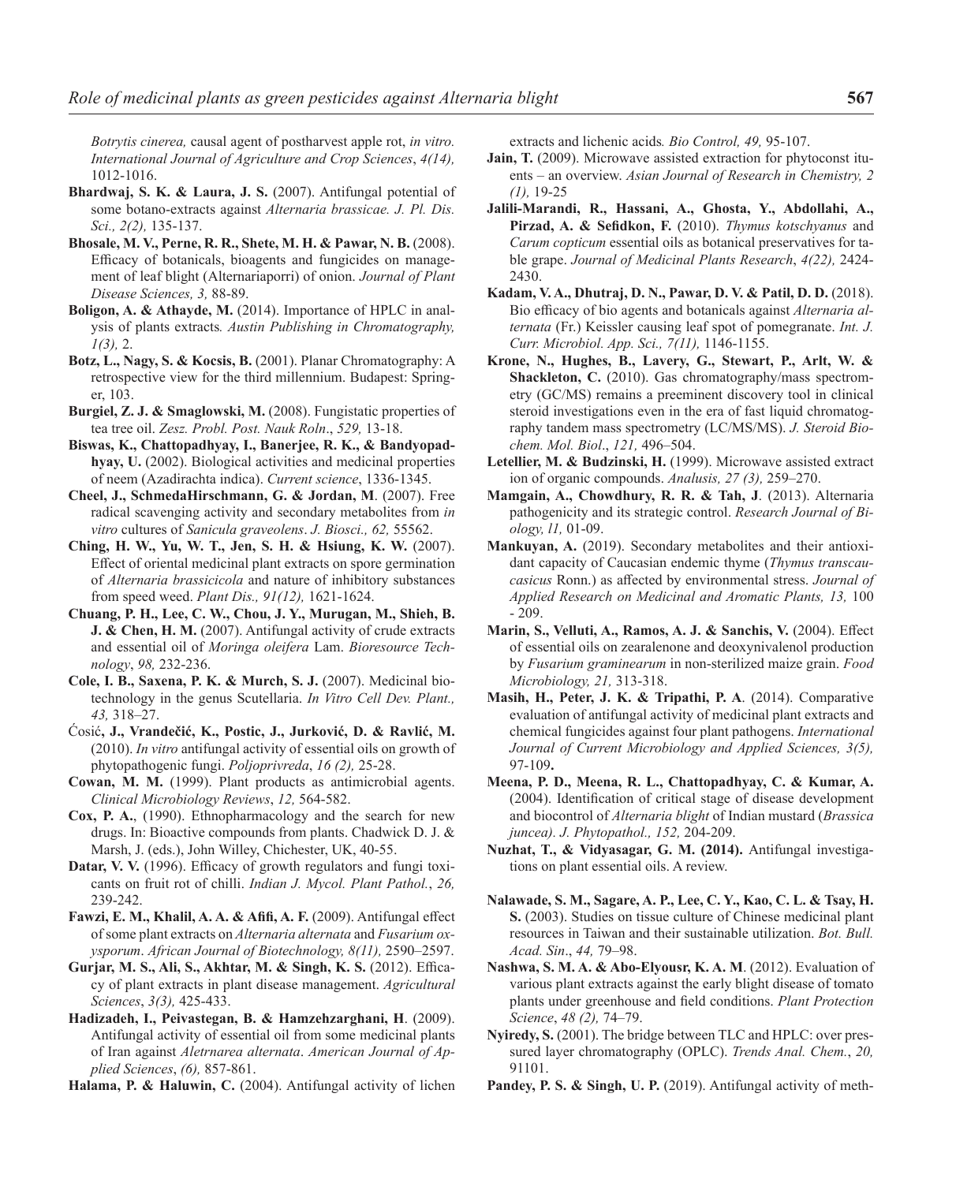*Botrytis cinerea,* causal agent of postharvest apple rot, *in vitro. International Journal of Agriculture and Crop Sciences*, *4(14),* 1012-1016.

**Bhardwaj, S. K. & Laura, J. S.** (2007). Antifungal potential of some botano-extracts against *Alternaria brassicae. J. Pl. Dis. Sci., 2(2),* 135-137.

**Bhosale, M. V., Perne, R. R., Shete, M. H. & Pawar, N. B.** (2008). Efficacy of botanicals, bioagents and fungicides on management of leaf blight (Alternariaporri) of onion. *Journal of Plant Disease Sciences, 3,* 88-89.

**Boligon, A. & Athayde, M.** (2014). Importance of HPLC in analysis of plants extracts*. Austin Publishing in Chromatography, 1(3),* 2.

**Botz, L., Nagy, S. & Kocsis, B.** (2001). Planar Chromatography: A retrospective view for the third millennium. Budapest: Springer, 103.

**Burgiel, Z. J. & Smaglowski, M.** (2008). Fungistatic properties of tea tree oil. *Zesz. Probl. Post. Nauk Roln*., *529,* 13-18.

**Biswas, K., Chattopadhyay, I., Banerjee, R. K., & Bandyopadhyay, U.** (2002). Biological activities and medicinal properties of neem (Azadirachta indica). *Current science*, 1336-1345.

**Cheel, J., SchmedaHirschmann, G. & Jordan, M**. (2007). Free radical scavenging activity and secondary metabolites from *in vitro* cultures of *Sanicula graveolens*. *J. Biosci., 62,* 55562.

**Ching, H. W., Yu, W. T., Jen, S. H. & Hsiung, K. W.** (2007). Effect of oriental medicinal plant extracts on spore germination of *Alternaria brassicicola* and nature of inhibitory substances from speed weed. *Plant Dis., 91(12),* 1621-1624.

**Chuang, P. H., Lee, C. W., Chou, J. Y., Murugan, M., Shieh, B. J. & Chen, H. M.** (2007). Antifungal activity of crude extracts and essential oil of *Moringa oleifera* Lam. *Bioresource Technology*, *98,* 232-236.

**Cole, I. B., Saxena, P. K. & Murch, S. J.** (2007). Medicinal biotechnology in the genus Scutellaria. *In Vitro Cell Dev. Plant., 43,* 318–27.

Ćosić**, J., Vrandečić, K., Postic, J., Jurković, D. & Ravlić, M.** (2010). *In vitro* antifungal activity of essential oils on growth of phytopathogenic fungi. *Poljoprivreda*, *16 (2),* 25-28.

**Cowan, M. M.** (1999). Plant products as antimicrobial agents. *Clinical Microbiology Reviews*, *12,* 564-582.

**Cox, P. A.**, (1990). Ethnopharmacology and the search for new drugs. In: Bioactive compounds from plants. Chadwick D. J. & Marsh, J. (eds.), John Willey, Chichester, UK, 40-55.

**Datar, V. V.** (1996). Efficacy of growth regulators and fungi toxicants on fruit rot of chilli. *Indian J. Mycol. Plant Pathol.*, *26,* 239-242.

**Fawzi, E. M., Khalil, A. A. & Afifi, A. F.** (2009). Antifungal effect of some plant extracts on *Alternaria alternata* and *Fusarium oxysporum*. *African Journal of Biotechnology, 8(11),* 2590–2597.

**Gurjar, M. S., Ali, S., Akhtar, M. & Singh, K. S.** (2012). Efficacy of plant extracts in plant disease management. *Agricultural Sciences*, *3(3),* 425-433.

**Hadizadeh, I., Peivastegan, B. & Hamzehzarghani, H**. (2009). Antifungal activity of essential oil from some medicinal plants of Iran against *Aletrnarea alternata*. *American Journal of Applied Sciences*, *(6),* 857-861.

**Halama, P. & Haluwin, C.** (2004). Antifungal activity of lichen extracts and lichenic acids*. Bio Control, 49,* 95-107.

**Jain, T.** (2009). Microwave assisted extraction for phytoconst ituents – an overview. *Asian Journal of Research in Chemistry, 2 (1),* 19-25

**Jalili-Marandi, R., Hassani, A., Ghosta, Y., Abdollahi, A., Pirzad, A. & Sefidkon, F.** (2010). *Thymus kotschyanus* and *Carum copticum* essential oils as botanical preservatives for table grape. *Journal of Medicinal Plants Research*, *4(22),* 2424-2430.

**Kadam, V. A., Dhutraj, D. N., Pawar, D. V. & Patil, D. D.** (2018). Bio efficacy of bio agents and botanicals against *Alternaria alternata* (Fr.) Keissler causing leaf spot of pomegranate. *Int. J. Curr. Microbiol. App. Sci., 7(11),* 1146-1155.

**Krone, N., Hughes, B., Lavery, G., Stewart, P., Arlt, W. & Shackleton, C.** (2010). Gas chromatography/mass spectrometry (GC/MS) remains a preeminent discovery tool in clinical steroid investigations even in the era of fast liquid chromatography tandem mass spectrometry (LC/MS/MS). *J. Steroid Biochem. Mol. Biol*., *121,* 496–504.

**Letellier, M. & Budzinski, H.** (1999). Microwave assisted extract ion of organic compounds. *Analusis, 27 (3),* 259–270.

**Mamgain, A., Chowdhury, R. R. & Tah, J**. (2013). Alternaria pathogenicity and its strategic control. *Research Journal of Biology, l1,* 01-09.

**Mankuyan, A.** (2019). Secondary metabolites and their antioxidant capacity of Caucasian endemic thyme (*Thymus transcaucasicus* Ronn.) as affected by environmental stress. *Journal of Applied Research on Medicinal and Aromatic Plants, 13,* 100 - 209.

**Marin, S., Velluti, A., Ramos, A. J. & Sanchis, V.** (2004). Effect of essential oils on zearalenone and deoxynivalenol production by *Fusarium graminearum* in non-sterilized maize grain. *Food Microbiology, 21,* 313-318.

**Masih, H., Peter, J. K. & Tripathi, P. A**. (2014). Comparative evaluation of antifungal activity of medicinal plant extracts and chemical fungicides against four plant pathogens. *International Journal of Current Microbiology and Applied Sciences, 3(5),* 97-109**.**

**Meena, P. D., Meena, R. L., Chattopadhyay, C. & Kumar, A.** (2004). Identification of critical stage of disease development and biocontrol of *Alternaria blight* of Indian mustard (*Brassica juncea). J. Phytopathol., 152,* 204-209.

**Nuzhat, T., & Vidyasagar, G. M. (2014).** Antifungal investigations on plant essential oils. A review.

**Nalawade, S. M., Sagare, A. P., Lee, C. Y., Kao, C. L. & Tsay, H. S.** (2003). Studies on tissue culture of Chinese medicinal plant resources in Taiwan and their sustainable utilization. *Bot. Bull. Acad. Sin*., *44,* 79–98.

**Nashwa, S. M. A. & Abo-Elyousr, K. A. M**. (2012). Evaluation of various plant extracts against the early blight disease of tomato plants under greenhouse and field conditions. *Plant Protection Science*, *48 (2),* 74–79.

**Nyiredy, S.** (2001). The bridge between TLC and HPLC: over pressured layer chromatography (OPLC). *Trends Anal. Chem.*, *20,* 91101.

**Pandey, P. S. & Singh, U. P.** (2019). Antifungal activity of meth-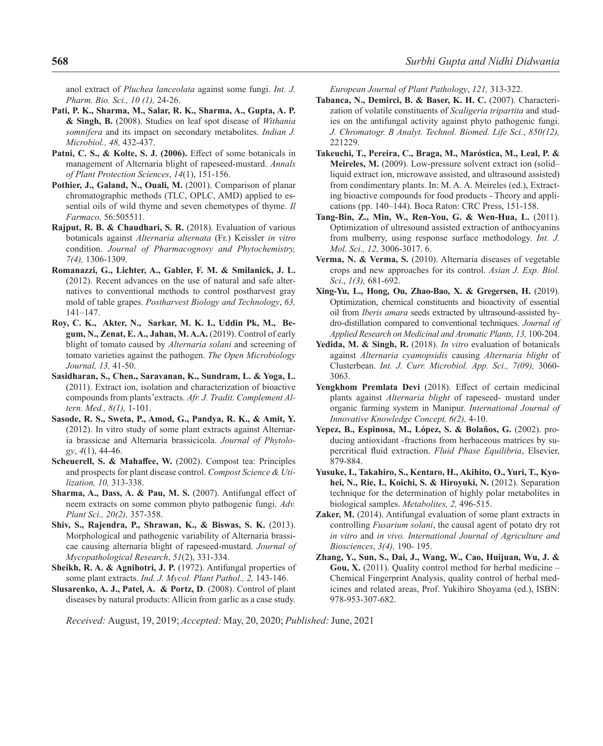anol extract of *Pluchea lanceolata* against some fungi. *Int. J. Pharm. Bio. Sci., 10 (1),* 24-26.

**Pati, P. K., Sharma, M., Salar, R. K., Sharma, A., Gupta, A. P. & Singh, B.** (2008). Studies on leaf spot disease of *Withania somnifera* and its impact on secondary metabolites. *Indian J. Microbiol., 48,* 432-437.

**Patni, C. S., & Kolte, S. J. (2006).** Effect of some botanicals in management of Alternaria blight of rapeseed-mustard. *Annals of Plant Protection Sciences*, *14*(1), 151-156.

**Pothier, J., Galand, N., Ouali, M.** (2001). Comparison of planar chromatographic methods (TLC, OPLC, AMD) applied to essential oils of wild thyme and seven chemotypes of thyme. *Il Farmaco,* 56:505511.

**Rajput, R. B. & Chaudhari, S. R.** (2018). Evaluation of various botanicals against *Alternaria alternata* (Fr.) Keissler *in vitro* condition. *Journal of Pharmacognosy and Phytochemistry, 7(4),* 1306-1309.

**Romanazzi, G., Lichter, A., Gabler, F. M. & Smilanick, J. L.** (2012). Recent advances on the use of natural and safe alternatives to conventional methods to control postharvest gray mold of table grapes. *Postharvest Biology and Technology*, *63,* 141–147.

**Roy, C. K., Akter, N., Sarkar, M. K. I., Uddin Pk, M., Begum, N., Zenat, E. A., Jahan, M. A.A.** (2019). Control of early blight of tomato caused by *Alternaria solani* and screening of tomato varieties against the pathogen. *The Open Microbiology Journal, 13,* 41-50.

**Sasidharan, S., Chen., Saravanan, K., Sundram, L. & Yoga, L.** (2011). Extract ion, isolation and characterization of bioactive compounds from plants'extracts. *Afr. J. Tradit. Complement Altern. Med., 8(1),* 1-101.

**Sasode, R. S., Sweta, P., Amod, G., Pandya, R. K., & Amit, Y.** (2012). In vitro study of some plant extracts against Alternaria brassicae and Alternaria brassicicola. *Journal of Phytology*, *4*(1), 44-46.

**Scheuerell, S. & Mahaffee, W.** (2002). Compost tea: Principles and prospects for plant disease control. *Compost Science & Utilization, 10,* 313-338.

**Sharma, A., Dass, A. & Pau, M. S.** (2007). Antifungal effect of neem extracts on some common phyto pathogenic fungi. *Adv. Plant Sci., 20(2),* 357-358.

**Shiv, S., Rajendra, P., Shrawan, K., & Biswas, S. K.** (2013). Morphological and pathogenic variability of Alternaria brassicae causing alternaria blight of rapeseed-mustard. *Journal of Mycopathological Research*, *51*(2), 331-334.

**Sheikh, R. A. & Agnihotri, J. P.** (1972). Antifungal properties of some plant extracts. *Ind. J. Mycol. Plant Pathol., 2,* 143-146.

**Slusarenko, A. J., Patel, A. & Portz, D**. (2008). Control of plant diseases by natural products: Allicin from garlic as a case study. *European Journal of Plant Pathology*, *121,* 313-322.

**Tabanca, N., Demirci, B. & Baser, K. H. C.** (2007). Characterization of volatile constituents of *Scaligeria tripartita* and studies on the antifungal activity against phyto pathogenic fungi. *J. Chromatogr. B Analyt. Technol. Biomed. Life Sci.*, *850(12),* 221229.

**Takeuchi, T., Pereira, C., Braga, M., Maróstica, M., Leal, P. & Meireles, M.** (2009). Low-pressure solvent extract ion (solid–liquid extract ion, microwave assisted, and ultrasound assisted) from condimentary plants. In: M. A. A. Meireles (ed.), Extracting bioactive compounds for food products - Theory and applications (pp. 140–144). Boca Raton: CRC Press, 151-158.

**Tang-Bin, Z., Min, W., Ren-You, G. & Wen-Hua, L.** (2011). Optimization of ultresound assisted extraction of anthocyanins from mulberry, using response surface methodology. *Int. J. Mol. Sci., 12,* 3006-3017. 6.

**Verma, N. & Verma, S.** (2010). Alternaria diseases of vegetable crops and new approaches for its control. *Asian J. Exp. Biol. Sci*., *1(3),* 681-692.

**Xing-Yu, L., Hong, Ou, Zhao-Bao, X. & Gregersen, H.** (2019). Optimization, chemical constituents and bioactivity of essential oil from *Iberis amara* seeds extracted by ultrasound-assisted hydro-distillation compared to conventional techniques. *Journal of Applied Research on Medicinal and Aromatic Plants, 13,* 100-204.

**Yedida, M. & Singh, R.** (2018). *In vitro* evaluation of botanicals against *Alternaria cyamopsidis* causing *Alternaria blight* of Clusterbean. *Int. J. Curr. Microbiol. App. Sci., 7(09),* 3060-3063.

**Yengkhom Premlata Devi** (2018). Effect of certain medicinal plants against *Alternaria blight* of rapeseed- mustard under organic farming system in Manipur. *International Journal of Innovative Knowledge Concept, 6(2),* 4-10.

**Yepez, B., Espinosa, M., López, S. & Bolaños, G.** (2002). producing antioxidant -fractions from herbaceous matrices by supercritical fluid extraction. *Fluid Phase Equilibria*, Elsevier, 879-884.

**Yusuke, I., Takahiro, S., Kentaro, H., Akihito, O., Yuri, T., Kyohei, N., Rie, I., Koichi, S. & Hiroyuki, N.** (2012). Separation technique for the determination of highly polar metabolites in biological samples. *Metabolites, 2,* 496-515.

**Zaker, M.** (2014). Antifungal evaluation of some plant extracts in controlling *Fusarium solani*, the causal agent of potato dry rot *in vitro* and *in vivo. International Journal of Agriculture and Biosciences*, *3(4),* 190- 195.

**Zhang, Y., Sun, S., Dai, J., Wang, W., Cao, Huijuan, Wu, J. & Gou, X.** (2011). Quality control method for herbal medicine – Chemical Fingerprint Analysis, quality control of herbal medicines and related areas, Prof. Yukihiro Shoyama (ed.), ISBN: 978-953-307-682.

*Received:* August, 19, 2019; *Accepted:* May, 20, 2020; *Published:* June, 2021